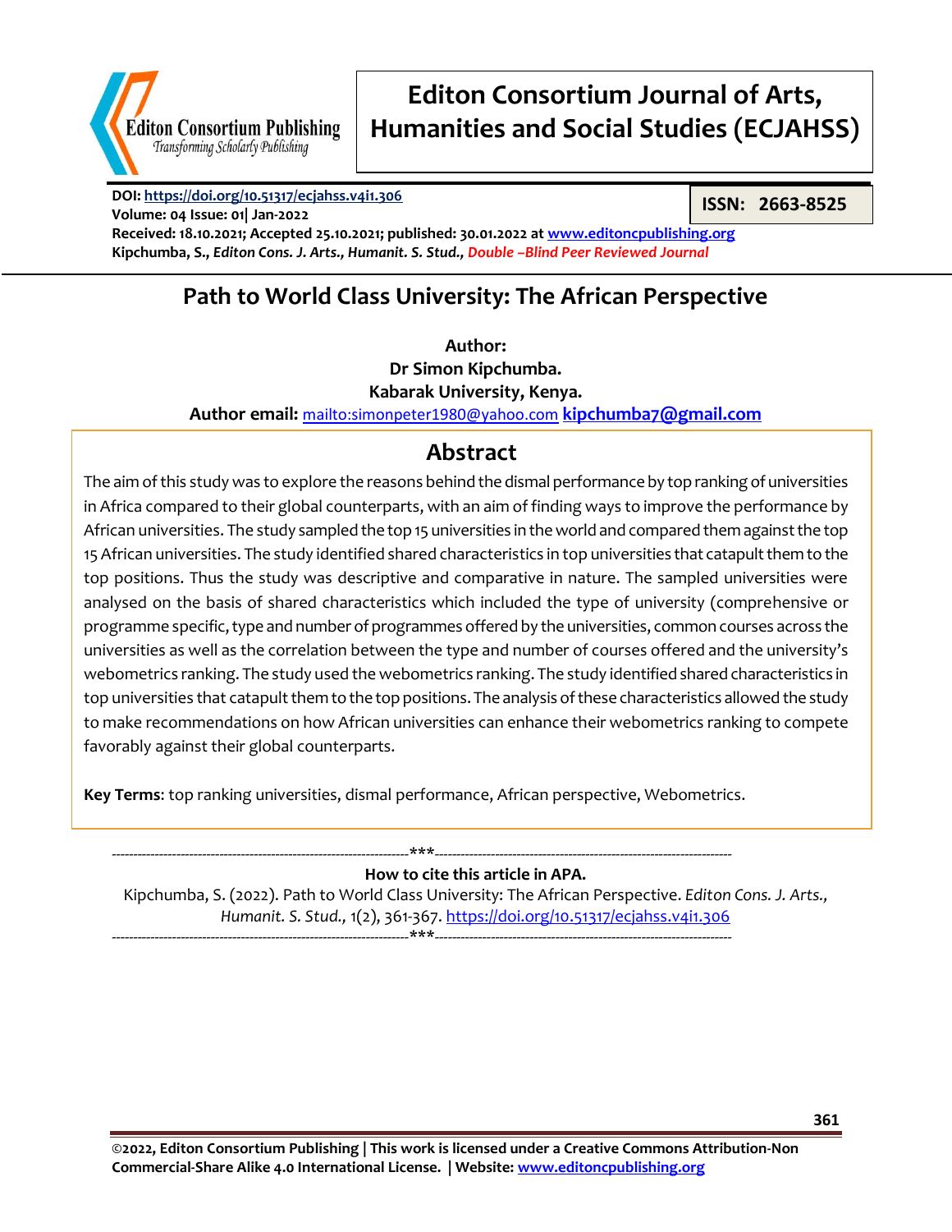# Editon Consortium Journal of Arts, Humanities and Social Studies (ECJAHSS)

**DOI: https://doi.org/10.51317/ecjahss.v4i1.306**
**Volume: 04 Issue: 01| Jan-2022**
**ISSN: 2663-8525**
**Received: 18.10.2021; Accepted 25.10.2021; published: 30.01.2022 at www.editoncpublishing.org**
**Kipchumba, S., *Editon Cons. J. Arts., Humanit. S. Stud., Double –Blind Peer Reviewed Journal***

## Path to World Class University: The African Perspective

**Author:**
**Dr Simon Kipchumba.**
**Kabarak University, Kenya.**
**Author email:** mailto:simonpeter1980@yahoo.com **kipchumba7@gmail.com**

## Abstract

The aim of this study was to explore the reasons behind the dismal performance by top ranking of universities in Africa compared to their global counterparts, with an aim of finding ways to improve the performance by African universities. The study sampled the top 15 universities in the world and compared them against the top 15 African universities. The study identified shared characteristics in top universities that catapult them to the top positions. Thus the study was descriptive and comparative in nature. The sampled universities were analysed on the basis of shared characteristics which included the type of university (comprehensive or programme specific, type and number of programmes offered by the universities, common courses across the universities as well as the correlation between the type and number of courses offered and the university's webometrics ranking. The study used the webometrics ranking. The study identified shared characteristics in top universities that catapult them to the top positions. The analysis of these characteristics allowed the study to make recommendations on how African universities can enhance their webometrics ranking to compete favorably against their global counterparts.

**Key Terms**: top ranking universities, dismal performance, African perspective, Webometrics.

---

**How to cite this article in APA.**

Kipchumba, S. (2022). Path to World Class University: The African Perspective. *Editon Cons. J. Arts., Humanit. S. Stud.*, 1(2), 361-367. https://doi.org/10.51317/ecjahss.v4i1.306

---

**©2022, Editon Consortium Publishing | This work is licensed under a Creative Commons Attribution-Non Commercial-Share Alike 4.0 International License. | Website: www.editoncpublishing.org**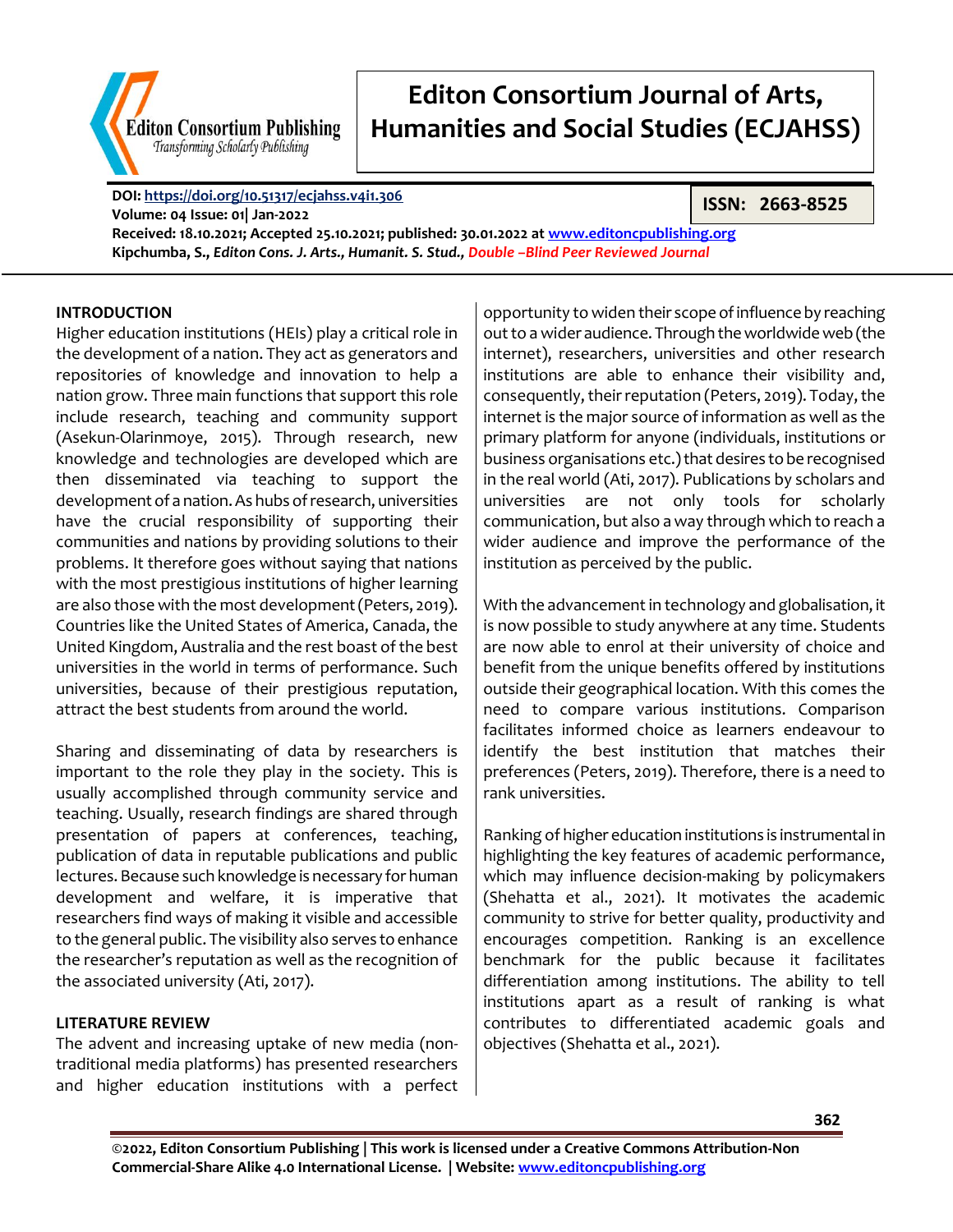## INTRODUCTION

Higher education institutions (HEIs) play a critical role in the development of a nation. They act as generators and repositories of knowledge and innovation to help a nation grow. Three main functions that support this role include research, teaching and community support (Asekun-Olarinmoye, 2015). Through research, new knowledge and technologies are developed which are then disseminated via teaching to support the development of a nation. As hubs of research, universities have the crucial responsibility of supporting their communities and nations by providing solutions to their problems. It therefore goes without saying that nations with the most prestigious institutions of higher learning are also those with the most development (Peters, 2019). Countries like the United States of America, Canada, the United Kingdom, Australia and the rest boast of the best universities in the world in terms of performance. Such universities, because of their prestigious reputation, attract the best students from around the world.

Sharing and disseminating of data by researchers is important to the role they play in the society. This is usually accomplished through community service and teaching. Usually, research findings are shared through presentation of papers at conferences, teaching, publication of data in reputable publications and public lectures. Because such knowledge is necessary for human development and welfare, it is imperative that researchers find ways of making it visible and accessible to the general public. The visibility also serves to enhance the researcher's reputation as well as the recognition of the associated university (Ati, 2017).

## LITERATURE REVIEW

The advent and increasing uptake of new media (non-traditional media platforms) has presented researchers and higher education institutions with a perfect opportunity to widen their scope of influence by reaching out to a wider audience. Through the worldwide web (the internet), researchers, universities and other research institutions are able to enhance their visibility and, consequently, their reputation (Peters, 2019). Today, the internet is the major source of information as well as the primary platform for anyone (individuals, institutions or business organisations etc.) that desires to be recognised in the real world (Ati, 2017). Publications by scholars and universities are not only tools for scholarly communication, but also a way through which to reach a wider audience and improve the performance of the institution as perceived by the public.

With the advancement in technology and globalisation, it is now possible to study anywhere at any time. Students are now able to enrol at their university of choice and benefit from the unique benefits offered by institutions outside their geographical location. With this comes the need to compare various institutions. Comparison facilitates informed choice as learners endeavour to identify the best institution that matches their preferences (Peters, 2019). Therefore, there is a need to rank universities.

Ranking of higher education institutions is instrumental in highlighting the key features of academic performance, which may influence decision-making by policymakers (Shehatta et al., 2021). It motivates the academic community to strive for better quality, productivity and encourages competition. Ranking is an excellence benchmark for the public because it facilitates differentiation among institutions. The ability to tell institutions apart as a result of ranking is what contributes to differentiated academic goals and objectives (Shehatta et al., 2021).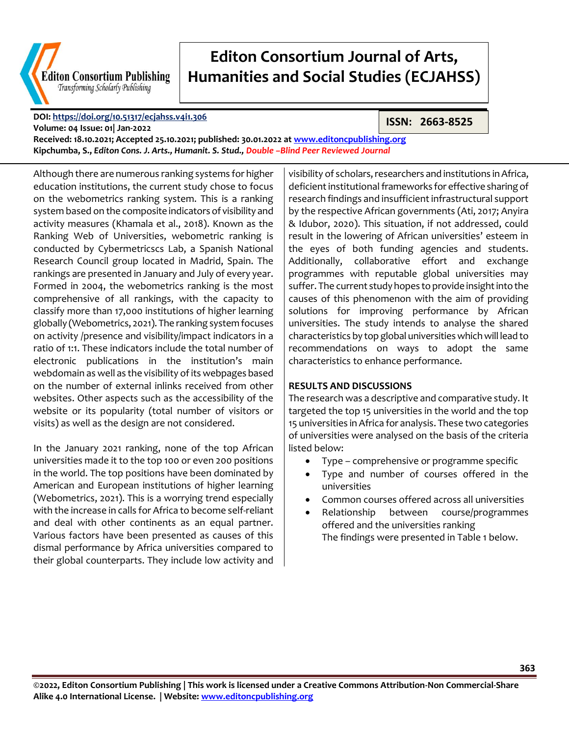Although there are numerous ranking systems for higher education institutions, the current study chose to focus on the webometrics ranking system. This is a ranking system based on the composite indicators of visibility and activity measures (Khamala et al., 2018). Known as the Ranking Web of Universities, webometric ranking is conducted by Cybermetricscs Lab, a Spanish National Research Council group located in Madrid, Spain. The rankings are presented in January and July of every year. Formed in 2004, the webometrics ranking is the most comprehensive of all rankings, with the capacity to classify more than 17,000 institutions of higher learning globally (Webometrics, 2021). The ranking system focuses on activity /presence and visibility/impact indicators in a ratio of 1:1. These indicators include the total number of electronic publications in the institution's main webdomain as well as the visibility of its webpages based on the number of external inlinks received from other websites. Other aspects such as the accessibility of the website or its popularity (total number of visitors or visits) as well as the design are not considered.

In the January 2021 ranking, none of the top African universities made it to the top 100 or even 200 positions in the world. The top positions have been dominated by American and European institutions of higher learning (Webometrics, 2021). This is a worrying trend especially with the increase in calls for Africa to become self-reliant and deal with other continents as an equal partner. Various factors have been presented as causes of this dismal performance by Africa universities compared to their global counterparts. They include low activity and visibility of scholars, researchers and institutions in Africa, deficient institutional frameworks for effective sharing of research findings and insufficient infrastructural support by the respective African governments (Ati, 2017; Anyira & Idubor, 2020). This situation, if not addressed, could result in the lowering of African universities' esteem in the eyes of both funding agencies and students. Additionally, collaborative effort and exchange programmes with reputable global universities may suffer. The current study hopes to provide insight into the causes of this phenomenon with the aim of providing solutions for improving performance by African universities. The study intends to analyse the shared characteristics by top global universities which will lead to recommendations on ways to adopt the same characteristics to enhance performance.

## RESULTS AND DISCUSSIONS

The research was a descriptive and comparative study. It targeted the top 15 universities in the world and the top 15 universities in Africa for analysis. These two categories of universities were analysed on the basis of the criteria listed below:

- Type – comprehensive or programme specific
- Type and number of courses offered in the universities
- Common courses offered across all universities
- Relationship between course/programmes offered and the universities ranking

The findings were presented in Table 1 below.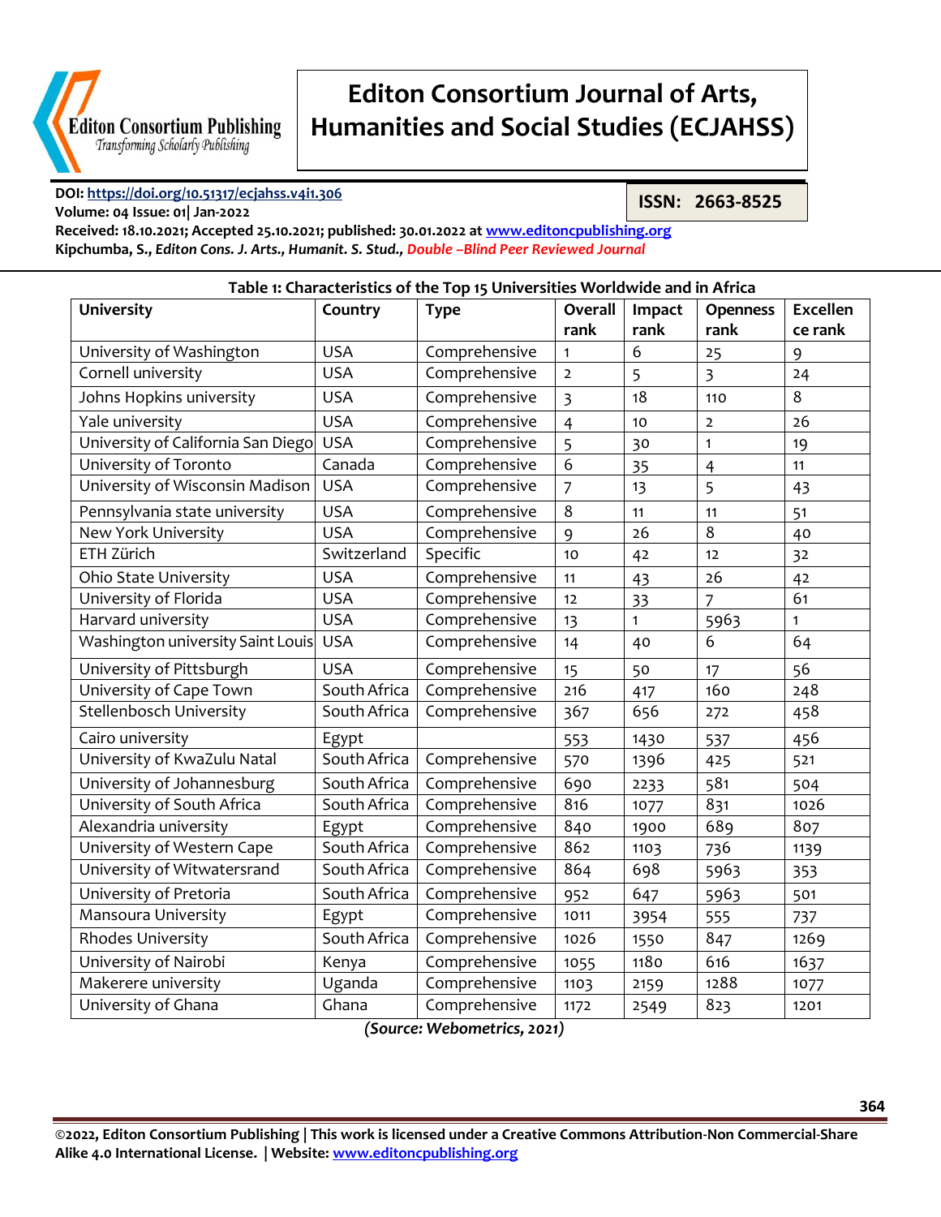Table 1: Characteristics of the Top 15 Universities Worldwide and in Africa

| University | Country | Type | Overall rank | Impact rank | Openness rank | Excellence rank |
|---|---|---|---|---|---|---|
| University of Washington | USA | Comprehensive | 1 | 6 | 25 | 9 |
| Cornell university | USA | Comprehensive | 2 | 5 | 3 | 24 |
| Johns Hopkins university | USA | Comprehensive | 3 | 18 | 110 | 8 |
| Yale university | USA | Comprehensive | 4 | 10 | 2 | 26 |
| University of California San Diego | USA | Comprehensive | 5 | 30 | 1 | 19 |
| University of Toronto | Canada | Comprehensive | 6 | 35 | 4 | 11 |
| University of Wisconsin Madison | USA | Comprehensive | 7 | 13 | 5 | 43 |
| Pennsylvania state university | USA | Comprehensive | 8 | 11 | 11 | 51 |
| New York University | USA | Comprehensive | 9 | 26 | 8 | 40 |
| ETH Zürich | Switzerland | Specific | 10 | 42 | 12 | 32 |
| Ohio State University | USA | Comprehensive | 11 | 43 | 26 | 42 |
| University of Florida | USA | Comprehensive | 12 | 33 | 7 | 61 |
| Harvard university | USA | Comprehensive | 13 | 1 | 5963 | 1 |
| Washington university Saint Louis | USA | Comprehensive | 14 | 40 | 6 | 64 |
| University of Pittsburgh | USA | Comprehensive | 15 | 50 | 17 | 56 |
| University of Cape Town | South Africa | Comprehensive | 216 | 417 | 160 | 248 |
| Stellenbosch University | South Africa | Comprehensive | 367 | 656 | 272 | 458 |
| Cairo university | Egypt | | 553 | 1430 | 537 | 456 |
| University of KwaZulu Natal | South Africa | Comprehensive | 570 | 1396 | 425 | 521 |
| University of Johannesburg | South Africa | Comprehensive | 690 | 2233 | 581 | 504 |
| University of South Africa | South Africa | Comprehensive | 816 | 1077 | 831 | 1026 |
| Alexandria university | Egypt | Comprehensive | 840 | 1900 | 689 | 807 |
| University of Western Cape | South Africa | Comprehensive | 862 | 1103 | 736 | 1139 |
| University of Witwatersrand | South Africa | Comprehensive | 864 | 698 | 5963 | 353 |
| University of Pretoria | South Africa | Comprehensive | 952 | 647 | 5963 | 501 |
| Mansoura University | Egypt | Comprehensive | 1011 | 3954 | 555 | 737 |
| Rhodes University | South Africa | Comprehensive | 1026 | 1550 | 847 | 1269 |
| University of Nairobi | Kenya | Comprehensive | 1055 | 1180 | 616 | 1637 |
| Makerere university | Uganda | Comprehensive | 1103 | 2159 | 1288 | 1077 |
| University of Ghana | Ghana | Comprehensive | 1172 | 2549 | 823 | 1201 |

*(Source: Webometrics, 2021)*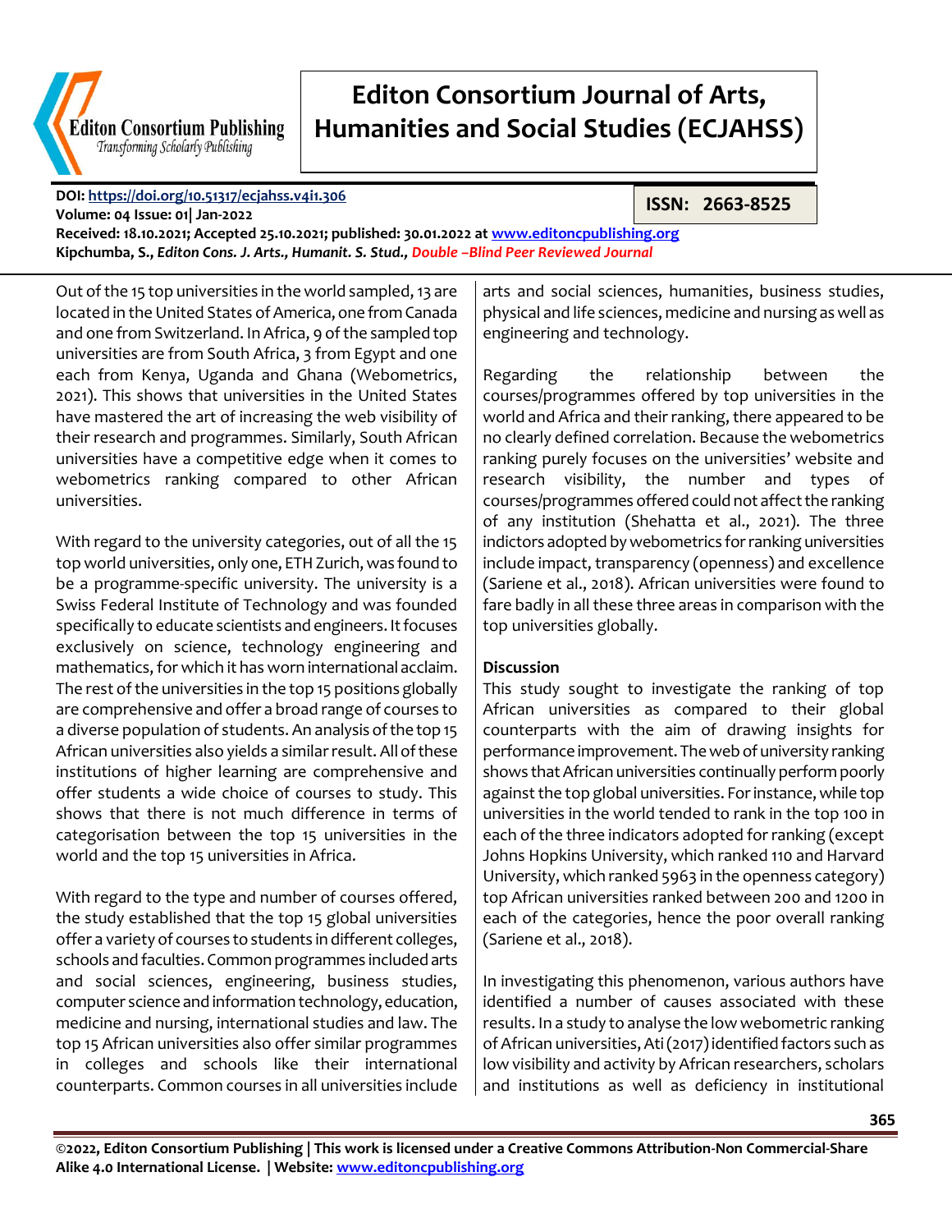Out of the 15 top universities in the world sampled, 13 are located in the United States of America, one from Canada and one from Switzerland. In Africa, 9 of the sampled top universities are from South Africa, 3 from Egypt and one each from Kenya, Uganda and Ghana (Webometrics, 2021). This shows that universities in the United States have mastered the art of increasing the web visibility of their research and programmes. Similarly, South African universities have a competitive edge when it comes to webometrics ranking compared to other African universities.

With regard to the university categories, out of all the 15 top world universities, only one, ETH Zurich, was found to be a programme-specific university. The university is a Swiss Federal Institute of Technology and was founded specifically to educate scientists and engineers. It focuses exclusively on science, technology engineering and mathematics, for which it has worn international acclaim. The rest of the universities in the top 15 positions globally are comprehensive and offer a broad range of courses to a diverse population of students. An analysis of the top 15 African universities also yields a similar result. All of these institutions of higher learning are comprehensive and offer students a wide choice of courses to study. This shows that there is not much difference in terms of categorisation between the top 15 universities in the world and the top 15 universities in Africa.

With regard to the type and number of courses offered, the study established that the top 15 global universities offer a variety of courses to students in different colleges, schools and faculties. Common programmes included arts and social sciences, engineering, business studies, computer science and information technology, education, medicine and nursing, international studies and law. The top 15 African universities also offer similar programmes in colleges and schools like their international counterparts. Common courses in all universities include arts and social sciences, humanities, business studies, physical and life sciences, medicine and nursing as well as engineering and technology.

Regarding the relationship between the courses/programmes offered by top universities in the world and Africa and their ranking, there appeared to be no clearly defined correlation. Because the webometrics ranking purely focuses on the universities' website and research visibility, the number and types of courses/programmes offered could not affect the ranking of any institution (Shehatta et al., 2021). The three indictors adopted by webometrics for ranking universities include impact, transparency (openness) and excellence (Sariene et al., 2018). African universities were found to fare badly in all these three areas in comparison with the top universities globally.

**Discussion**

This study sought to investigate the ranking of top African universities as compared to their global counterparts with the aim of drawing insights for performance improvement. The web of university ranking shows that African universities continually perform poorly against the top global universities. For instance, while top universities in the world tended to rank in the top 100 in each of the three indicators adopted for ranking (except Johns Hopkins University, which ranked 110 and Harvard University, which ranked 5963 in the openness category) top African universities ranked between 200 and 1200 in each of the categories, hence the poor overall ranking (Sariene et al., 2018).

In investigating this phenomenon, various authors have identified a number of causes associated with these results. In a study to analyse the low webometric ranking of African universities, Ati (2017) identified factors such as low visibility and activity by African researchers, scholars and institutions as well as deficiency in institutional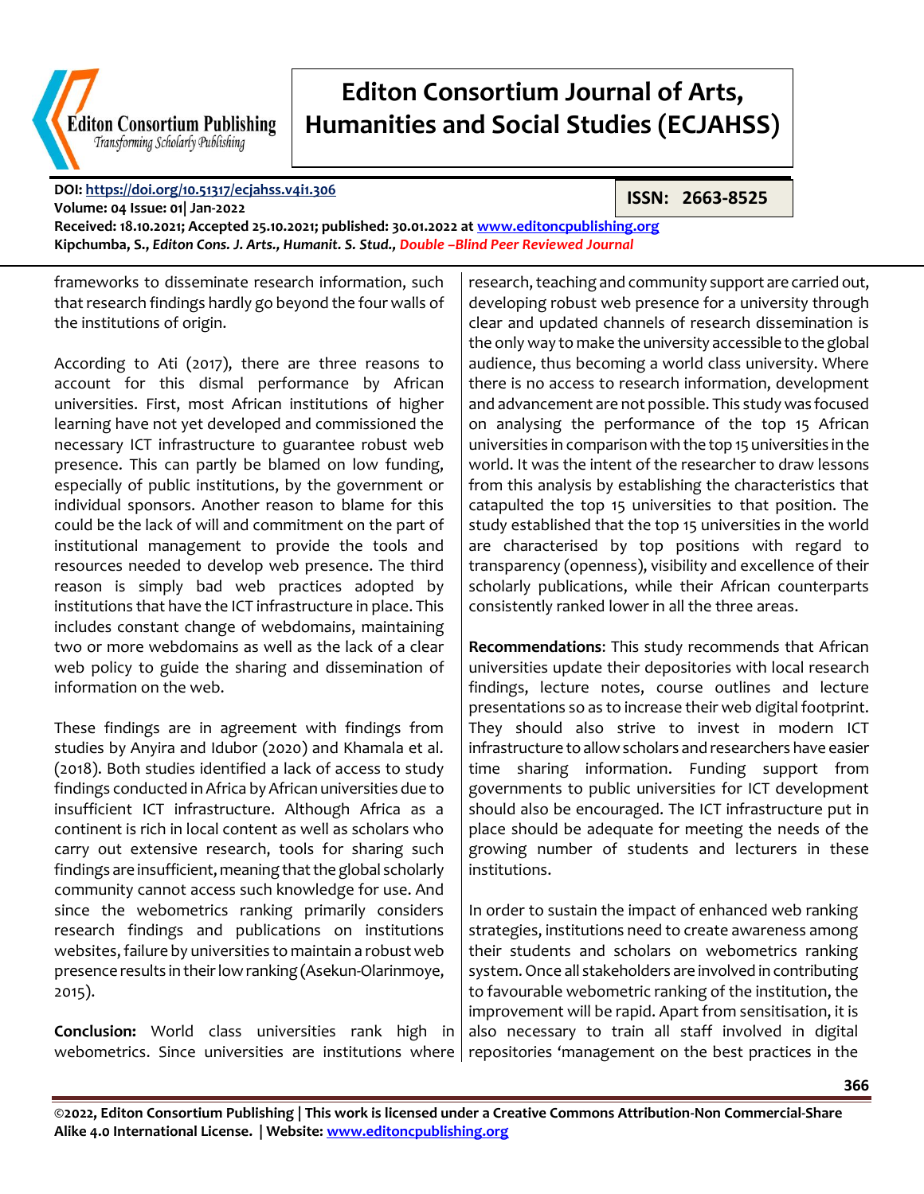frameworks to disseminate research information, such that research findings hardly go beyond the four walls of the institutions of origin.

According to Ati (2017), there are three reasons to account for this dismal performance by African universities. First, most African institutions of higher learning have not yet developed and commissioned the necessary ICT infrastructure to guarantee robust web presence. This can partly be blamed on low funding, especially of public institutions, by the government or individual sponsors. Another reason to blame for this could be the lack of will and commitment on the part of institutional management to provide the tools and resources needed to develop web presence. The third reason is simply bad web practices adopted by institutions that have the ICT infrastructure in place. This includes constant change of webdomains, maintaining two or more webdomains as well as the lack of a clear web policy to guide the sharing and dissemination of information on the web.

These findings are in agreement with findings from studies by Anyira and Idubor (2020) and Khamala et al. (2018). Both studies identified a lack of access to study findings conducted in Africa by African universities due to insufficient ICT infrastructure. Although Africa as a continent is rich in local content as well as scholars who carry out extensive research, tools for sharing such findings are insufficient, meaning that the global scholarly community cannot access such knowledge for use. And since the webometrics ranking primarily considers research findings and publications on institutions websites, failure by universities to maintain a robust web presence results in their low ranking (Asekun-Olarinmoye, 2015).

**Conclusion:** World class universities rank high in webometrics. Since universities are institutions where research, teaching and community support are carried out, developing robust web presence for a university through clear and updated channels of research dissemination is the only way to make the university accessible to the global audience, thus becoming a world class university. Where there is no access to research information, development and advancement are not possible. This study was focused on analysing the performance of the top 15 African universities in comparison with the top 15 universities in the world. It was the intent of the researcher to draw lessons from this analysis by establishing the characteristics that catapulted the top 15 universities to that position. The study established that the top 15 universities in the world are characterised by top positions with regard to transparency (openness), visibility and excellence of their scholarly publications, while their African counterparts consistently ranked lower in all the three areas.

**Recommendations**: This study recommends that African universities update their depositories with local research findings, lecture notes, course outlines and lecture presentations so as to increase their web digital footprint. They should also strive to invest in modern ICT infrastructure to allow scholars and researchers have easier time sharing information. Funding support from governments to public universities for ICT development should also be encouraged. The ICT infrastructure put in place should be adequate for meeting the needs of the growing number of students and lecturers in these institutions.

In order to sustain the impact of enhanced web ranking strategies, institutions need to create awareness among their students and scholars on webometrics ranking system. Once all stakeholders are involved in contributing to favourable webometric ranking of the institution, the improvement will be rapid. Apart from sensitisation, it is also necessary to train all staff involved in digital repositories 'management on the best practices in the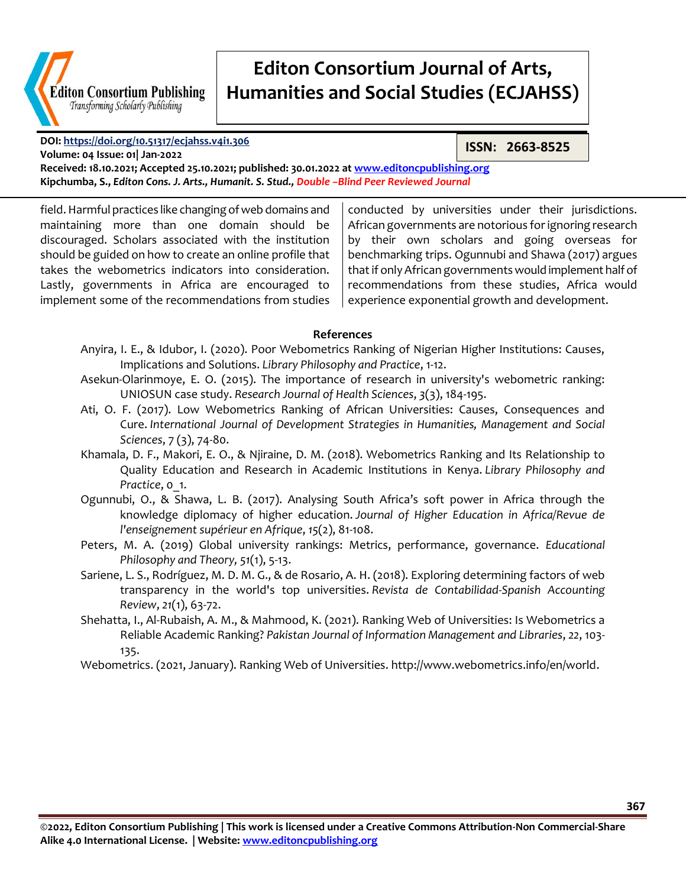field. Harmful practices like changing of web domains and maintaining more than one domain should be discouraged. Scholars associated with the institution should be guided on how to create an online profile that takes the webometrics indicators into consideration. Lastly, governments in Africa are encouraged to implement some of the recommendations from studies conducted by universities under their jurisdictions. African governments are notorious for ignoring research by their own scholars and going overseas for benchmarking trips. Ogunnubi and Shawa (2017) argues that if only African governments would implement half of recommendations from these studies, Africa would experience exponential growth and development.

## References

Anyira, I. E., & Idubor, I. (2020). Poor Webometrics Ranking of Nigerian Higher Institutions: Causes, Implications and Solutions. *Library Philosophy and Practice*, 1-12.

Asekun-Olarinmoye, E. O. (2015). The importance of research in university's webometric ranking: UNIOSUN case study. *Research Journal of Health Sciences*, *3*(3), 184-195.

Ati, O. F. (2017). Low Webometrics Ranking of African Universities: Causes, Consequences and Cure. *International Journal of Development Strategies in Humanities, Management and Social Sciences*, 7 (3), 74-80.

Khamala, D. F., Makori, E. O., & Njiraine, D. M. (2018). Webometrics Ranking and Its Relationship to Quality Education and Research in Academic Institutions in Kenya. *Library Philosophy and Practice*, 0_1.

Ogunnubi, O., & Shawa, L. B. (2017). Analysing South Africa's soft power in Africa through the knowledge diplomacy of higher education. *Journal of Higher Education in Africa/Revue de l'enseignement supérieur en Afrique*, *15*(2), 81-108.

Peters, M. A. (2019) Global university rankings: Metrics, performance, governance. *Educational Philosophy and Theory, 51*(1), 5-13.

Sariene, L. S., Rodríguez, M. D. M. G., & de Rosario, A. H. (2018). Exploring determining factors of web transparency in the world's top universities. *Revista de Contabilidad-Spanish Accounting Review*, *21*(1), 63-72.

Shehatta, I., Al-Rubaish, A. M., & Mahmood, K. (2021). Ranking Web of Universities: Is Webometrics a Reliable Academic Ranking? *Pakistan Journal of Information Management and Libraries*, *22*, 103-135.

Webometrics. (2021, January). Ranking Web of Universities. http://www.webometrics.info/en/world.